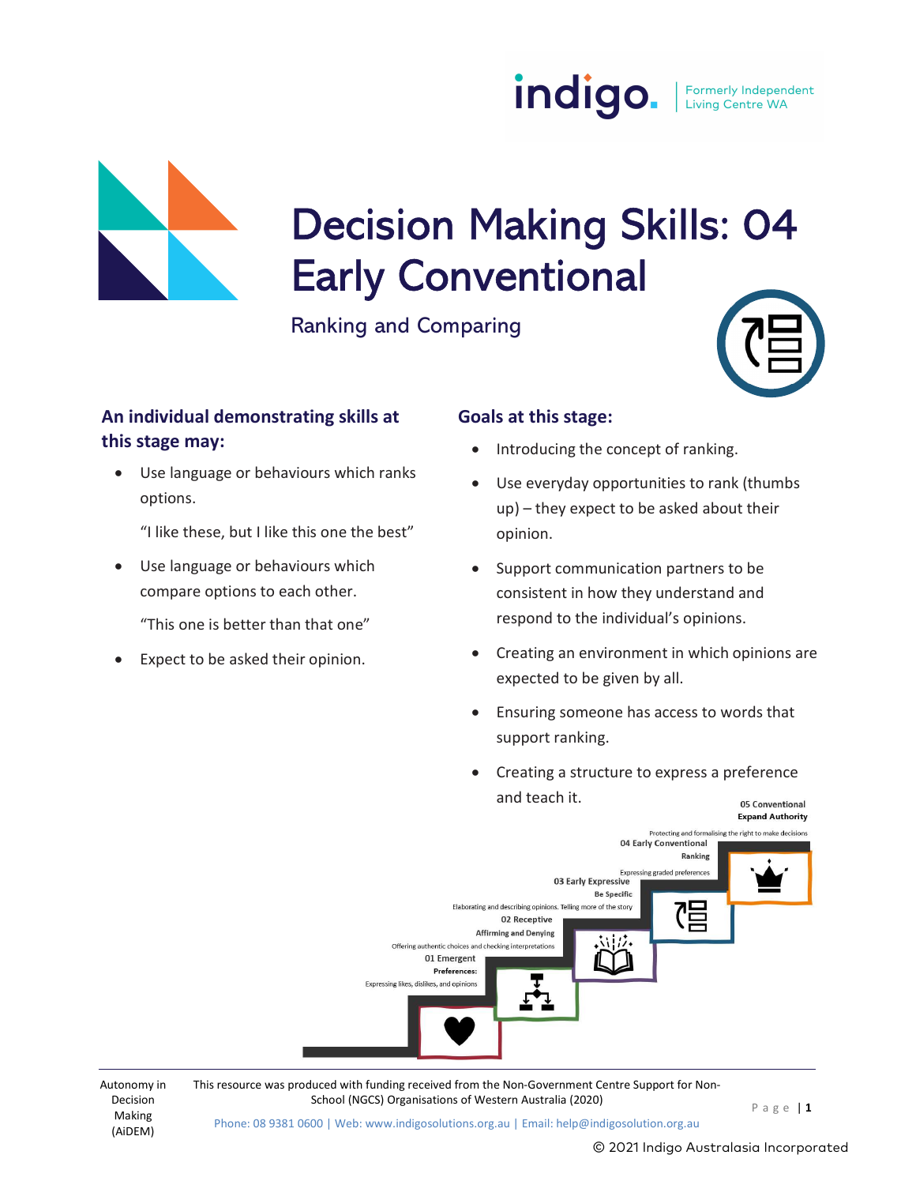# Decision Making Skills: 04 Early Conventional

## Ranking and Comparing

### An individual demonstrating skills at this stage may:

- Use language or behaviours which ranks options.

  "I like these, but I like this one the best"

- Use language or behaviours which compare options to each other.

  "This one is better than that one"

- Expect to be asked their opinion.

### Goals at this stage:

- Introducing the concept of ranking.
- Use everyday opportunities to rank (thumbs up) – they expect to be asked about their opinion.
- Support communication partners to be consistent in how they understand and respond to the individual's opinions.
- Creating an environment in which opinions are expected to be given by all.
- Ensuring someone has access to words that support ranking.
- Creating a structure to express a preference and teach it.

05 Conventional
**Expand Authority**
Protecting and formalising the right to make decisions

04 Early Conventional
**Ranking**
Expressing graded preferences

03 Early Expressive
**Be Specific**
Elaborating and describing opinions. Telling more of the story

02 Receptive
**Affirming and Denying**
Offering authentic choices and checking interpretations

01 Emergent
**Preferences:**
Expressing likes, dislikes, and opinions

Autonomy in Decision Making (AiDEM)

This resource was produced with funding received from the Non-Government Centre Support for Non-School (NGCS) Organisations of Western Australia (2020)

Phone: 08 9381 0600 | Web: www.indigosolutions.org.au | Email: help@indigosolution.org.au

© 2021 Indigo Australasia Incorporated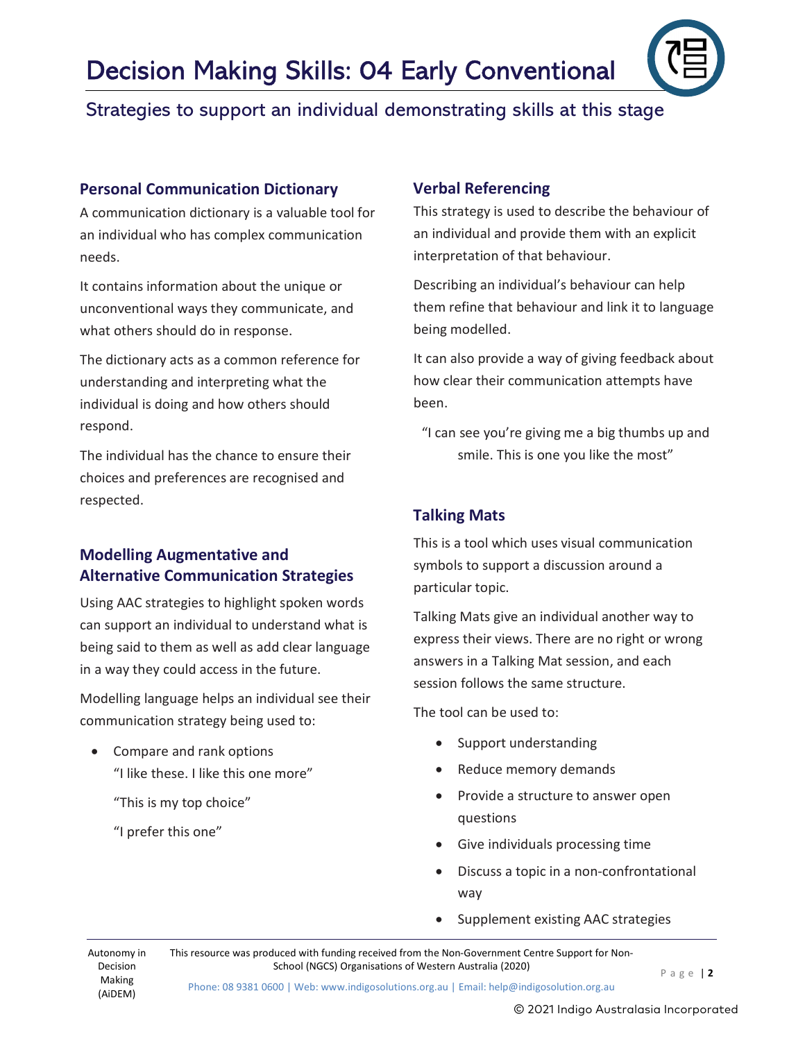# Decision Making Skills: 04 Early Conventional

## Strategies to support an individual demonstrating skills at this stage

### Personal Communication Dictionary

A communication dictionary is a valuable tool for an individual who has complex communication needs.

It contains information about the unique or unconventional ways they communicate, and what others should do in response.

The dictionary acts as a common reference for understanding and interpreting what the individual is doing and how others should respond.

The individual has the chance to ensure their choices and preferences are recognised and respected.

### Modelling Augmentative and Alternative Communication Strategies

Using AAC strategies to highlight spoken words can support an individual to understand what is being said to them as well as add clear language in a way they could access in the future.

Modelling language helps an individual see their communication strategy being used to:

- Compare and rank options
  "I like these. I like this one more"

  "This is my top choice"

  "I prefer this one"

### Verbal Referencing

This strategy is used to describe the behaviour of an individual and provide them with an explicit interpretation of that behaviour.

Describing an individual's behaviour can help them refine that behaviour and link it to language being modelled.

It can also provide a way of giving feedback about how clear their communication attempts have been.

"I can see you're giving me a big thumbs up and smile. This is one you like the most"

### Talking Mats

This is a tool which uses visual communication symbols to support a discussion around a particular topic.

Talking Mats give an individual another way to express their views. There are no right or wrong answers in a Talking Mat session, and each session follows the same structure.

The tool can be used to:

- Support understanding
- Reduce memory demands
- Provide a structure to answer open questions
- Give individuals processing time
- Discuss a topic in a non-confrontational way
- Supplement existing AAC strategies